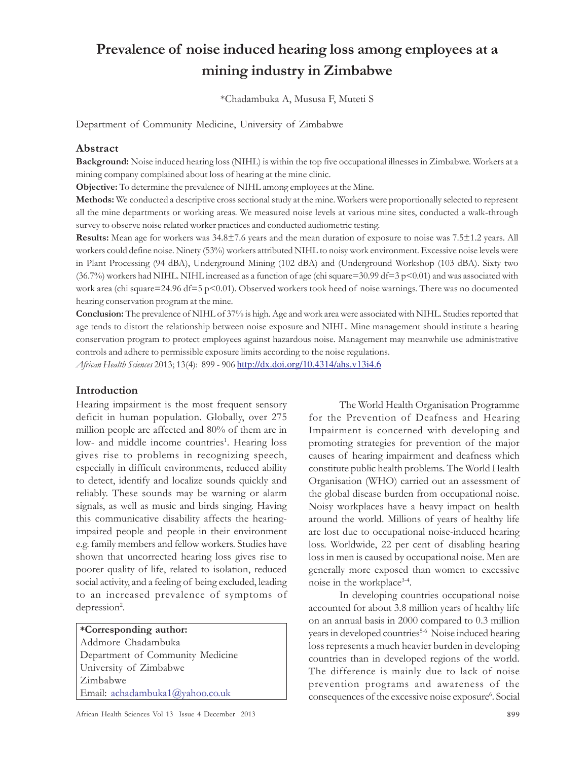# Prevalence of noise induced hearing loss among employees at a mining industry in Zimbabwe

*Chadambuka A, Mususa F, Muteti S

Department of Community Medicine, University of Zimbabwe

## Abstract

**Background:** Noise induced hearing loss (NIHL) is within the top five occupational illnesses in Zimbabwe. Workers at a mining company complained about loss of hearing at the mine clinic.

**Objective:** To determine the prevalence of NIHL among employees at the Mine.

**Methods:** We conducted a descriptive cross sectional study at the mine. Workers were proportionally selected to represent all the mine departments or working areas. We measured noise levels at various mine sites, conducted a walk-through survey to observe noise related worker practices and conducted audiometric testing.

**Results:** Mean age for workers was 34.8±7.6 years and the mean duration of exposure to noise was 7.5±1.2 years. All workers could define noise. Ninety (53%) workers attributed NIHL to noisy work environment. Excessive noise levels were in Plant Processing (94 dBA), Underground Mining (102 dBA) and (Underground Workshop (103 dBA). Sixty two (36.7%) workers had NIHL. NIHL increased as a function of age (chi square=30.99 df=3 $p<0.01$) and was associated with work area (chi square=24.96 df=5 $p<0.01$). Observed workers took heed of noise warnings. There was no documented hearing conservation program at the mine.

**Conclusion:** The prevalence of NIHL of 37% is high. Age and work area were associated with NIHL. Studies reported that age tends to distort the relationship between noise exposure and NIHL. Mine management should institute a hearing conservation program to protect employees against hazardous noise. Management may meanwhile use administrative controls and adhere to permissible exposure limits according to the noise regulations.

*African Health Sciences* 2013; 13(4): 899 - 906 http://dx.doi.org/10.4314/ahs.v13i4.6

## Introduction

Hearing impairment is the most frequent sensory deficit in human population. Globally, over 275 million people are affected and 80% of them are in low- and middle income countries[1]. Hearing loss gives rise to problems in recognizing speech, especially in difficult environments, reduced ability to detect, identify and localize sounds quickly and reliably. These sounds may be warning or alarm signals, as well as music and birds singing. Having this communicative disability affects the hearing-impaired people and people in their environment e.g. family members and fellow workers. Studies have shown that uncorrected hearing loss gives rise to poorer quality of life, related to isolation, reduced social activity, and a feeling of being excluded, leading to an increased prevalence of symptoms of depression[2].

**\*Corresponding author:**
Addmore Chadambuka
Department of Community Medicine
University of Zimbabwe
Zimbabwe
Email: achadambuka1@yahoo.co.uk

The World Health Organisation Programme for the Prevention of Deafness and Hearing Impairment is concerned with developing and promoting strategies for prevention of the major causes of hearing impairment and deafness which constitute public health problems. The World Health Organisation (WHO) carried out an assessment of the global disease burden from occupational noise. Noisy workplaces have a heavy impact on health around the world. Millions of years of healthy life are lost due to occupational noise-induced hearing loss. Worldwide, 22 per cent of disabling hearing loss in men is caused by occupational noise. Men are generally more exposed than women to excessive noise in the workplace[3-4].

In developing countries occupational noise accounted for about 3.8 million years of healthy life on an annual basis in 2000 compared to 0.3 million years in developed countries[5-6] Noise induced hearing loss represents a much heavier burden in developing countries than in developed regions of the world. The difference is mainly due to lack of noise prevention programs and awareness of the consequences of the excessive noise exposure[6]. Social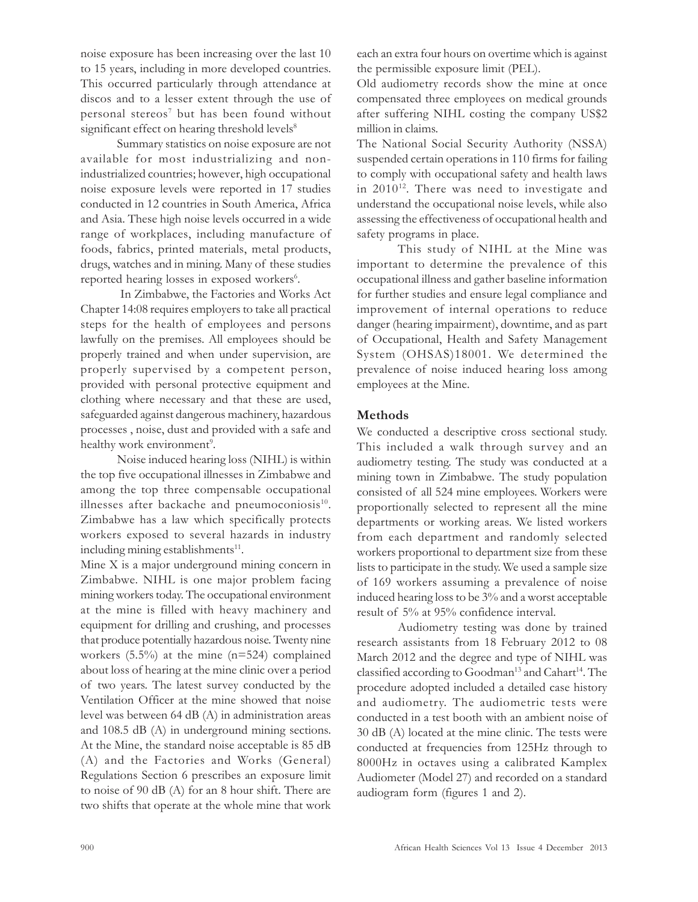noise exposure has been increasing over the last 10 to 15 years, including in more developed countries. This occurred particularly through attendance at discos and to a lesser extent through the use of personal stereos[7] but has been found without significant effect on hearing threshold levels[8]

Summary statistics on noise exposure are not available for most industrializing and non-industrialized countries; however, high occupational noise exposure levels were reported in 17 studies conducted in 12 countries in South America, Africa and Asia. These high noise levels occurred in a wide range of workplaces, including manufacture of foods, fabrics, printed materials, metal products, drugs, watches and in mining. Many of these studies reported hearing losses in exposed workers[6].

In Zimbabwe, the Factories and Works Act Chapter 14:08 requires employers to take all practical steps for the health of employees and persons lawfully on the premises. All employees should be properly trained and when under supervision, are properly supervised by a competent person, provided with personal protective equipment and clothing where necessary and that these are used, safeguarded against dangerous machinery, hazardous processes , noise, dust and provided with a safe and healthy work environment[9].

Noise induced hearing loss (NIHL) is within the top five occupational illnesses in Zimbabwe and among the top three compensable occupational illnesses after backache and pneumoconiosis[10]. Zimbabwe has a law which specifically protects workers exposed to several hazards in industry including mining establishments[11].

Mine X is a major underground mining concern in Zimbabwe. NIHL is one major problem facing mining workers today. The occupational environment at the mine is filled with heavy machinery and equipment for drilling and crushing, and processes that produce potentially hazardous noise. Twenty nine workers (5.5%) at the mine (n=524) complained about loss of hearing at the mine clinic over a period of two years. The latest survey conducted by the Ventilation Officer at the mine showed that noise level was between 64 dB (A) in administration areas and 108.5 dB (A) in underground mining sections. At the Mine, the standard noise acceptable is 85 dB (A) and the Factories and Works (General) Regulations Section 6 prescribes an exposure limit to noise of 90 dB (A) for an 8 hour shift. There are two shifts that operate at the whole mine that work each an extra four hours on overtime which is against the permissible exposure limit (PEL).

Old audiometry records show the mine at once compensated three employees on medical grounds after suffering NIHL costing the company US$2 million in claims.

The National Social Security Authority (NSSA) suspended certain operations in 110 firms for failing to comply with occupational safety and health laws in 2010[12]. There was need to investigate and understand the occupational noise levels, while also assessing the effectiveness of occupational health and safety programs in place.

This study of NIHL at the Mine was important to determine the prevalence of this occupational illness and gather baseline information for further studies and ensure legal compliance and improvement of internal operations to reduce danger (hearing impairment), downtime, and as part of Occupational, Health and Safety Management System (OHSAS)18001. We determined the prevalence of noise induced hearing loss among employees at the Mine.

## Methods

We conducted a descriptive cross sectional study. This included a walk through survey and an audiometry testing. The study was conducted at a mining town in Zimbabwe. The study population consisted of all 524 mine employees. Workers were proportionally selected to represent all the mine departments or working areas. We listed workers from each department and randomly selected workers proportional to department size from these lists to participate in the study. We used a sample size of 169 workers assuming a prevalence of noise induced hearing loss to be 3% and a worst acceptable result of 5% at 95% confidence interval.

Audiometry testing was done by trained research assistants from 18 February 2012 to 08 March 2012 and the degree and type of NIHL was classified according to Goodman[13] and Cahart[14]. The procedure adopted included a detailed case history and audiometry. The audiometric tests were conducted in a test booth with an ambient noise of 30 dB (A) located at the mine clinic. The tests were conducted at frequencies from 125Hz through to 8000Hz in octaves using a calibrated Kamplex Audiometer (Model 27) and recorded on a standard audiogram form (figures 1 and 2).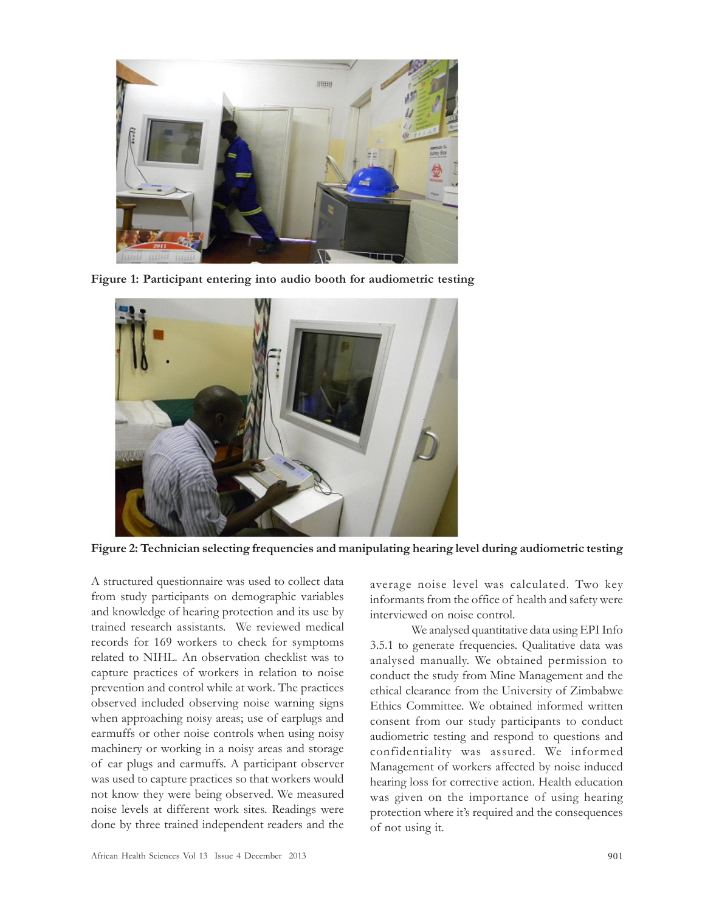**Figure 1: Participant entering into audio booth for audiometric testing**

**Figure 2: Technician selecting frequencies and manipulating hearing level during audiometric testing**

A structured questionnaire was used to collect data from study participants on demographic variables and knowledge of hearing protection and its use by trained research assistants. We reviewed medical records for 169 workers to check for symptoms related to NIHL. An observation checklist was to capture practices of workers in relation to noise prevention and control while at work. The practices observed included observing noise warning signs when approaching noisy areas; use of earplugs and earmuffs or other noise controls when using noisy machinery or working in a noisy areas and storage of ear plugs and earmuffs. A participant observer was used to capture practices so that workers would not know they were being observed. We measured noise levels at different work sites. Readings were done by three trained independent readers and the average noise level was calculated. Two key informants from the office of health and safety were interviewed on noise control.

We analysed quantitative data using EPI Info 3.5.1 to generate frequencies. Qualitative data was analysed manually. We obtained permission to conduct the study from Mine Management and the ethical clearance from the University of Zimbabwe Ethics Committee. We obtained informed written consent from our study participants to conduct audiometric testing and respond to questions and confidentiality was assured. We informed Management of workers affected by noise induced hearing loss for corrective action. Health education was given on the importance of using hearing protection where it's required and the consequences of not using it.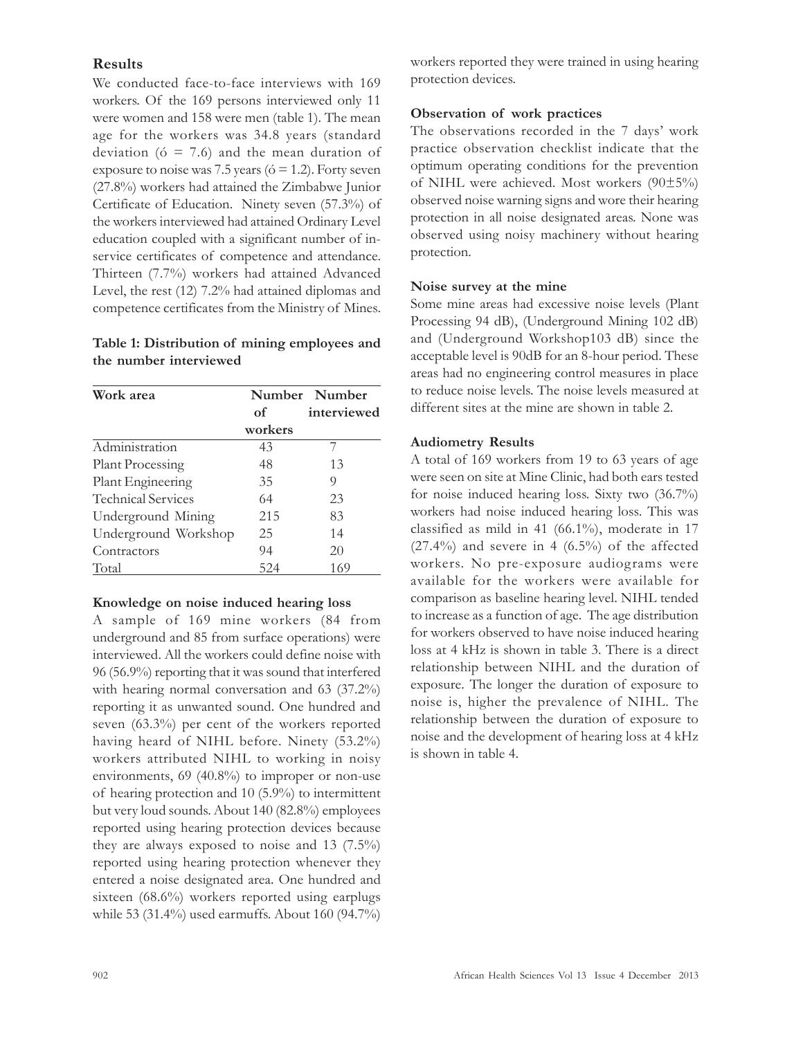## Results

We conducted face-to-face interviews with 169 workers. Of the 169 persons interviewed only 11 were women and 158 were men (table 1). The mean age for the workers was 34.8 years (standard deviation (ó = 7.6) and the mean duration of exposure to noise was 7.5 years (ó = 1.2). Forty seven (27.8%) workers had attained the Zimbabwe Junior Certificate of Education. Ninety seven (57.3%) of the workers interviewed had attained Ordinary Level education coupled with a significant number of in-service certificates of competence and attendance. Thirteen (7.7%) workers had attained Advanced Level, the rest (12) 7.2% had attained diplomas and competence certificates from the Ministry of Mines.

**Table 1: Distribution of mining employees and the number interviewed**

| Work area | Number of workers | Number interviewed |
|---|---|---|
| Administration | 43 | 7 |
| Plant Processing | 48 | 13 |
| Plant Engineering | 35 | 9 |
| Technical Services | 64 | 23 |
| Underground Mining | 215 | 83 |
| Underground Workshop | 25 | 14 |
| Contractors | 94 | 20 |
| Total | 524 | 169 |

### Knowledge on noise induced hearing loss

A sample of 169 mine workers (84 from underground and 85 from surface operations) were interviewed. All the workers could define noise with 96 (56.9%) reporting that it was sound that interfered with hearing normal conversation and 63 (37.2%) reporting it as unwanted sound. One hundred and seven (63.3%) per cent of the workers reported having heard of NIHL before. Ninety (53.2%) workers attributed NIHL to working in noisy environments, 69 (40.8%) to improper or non-use of hearing protection and 10 (5.9%) to intermittent but very loud sounds. About 140 (82.8%) employees reported using hearing protection devices because they are always exposed to noise and 13 (7.5%) reported using hearing protection whenever they entered a noise designated area. One hundred and sixteen (68.6%) workers reported using earplugs while 53 (31.4%) used earmuffs. About 160 (94.7%) workers reported they were trained in using hearing protection devices.

### Observation of work practices

The observations recorded in the 7 days' work practice observation checklist indicate that the optimum operating conditions for the prevention of NIHL were achieved. Most workers (90±5%) observed noise warning signs and wore their hearing protection in all noise designated areas. None was observed using noisy machinery without hearing protection.

### Noise survey at the mine

Some mine areas had excessive noise levels (Plant Processing 94 dB), (Underground Mining 102 dB) and (Underground Workshop103 dB) since the acceptable level is 90dB for an 8-hour period. These areas had no engineering control measures in place to reduce noise levels. The noise levels measured at different sites at the mine are shown in table 2.

### Audiometry Results

A total of 169 workers from 19 to 63 years of age were seen on site at Mine Clinic, had both ears tested for noise induced hearing loss. Sixty two (36.7%) workers had noise induced hearing loss. This was classified as mild in 41 (66.1%), moderate in 17 (27.4%) and severe in 4 (6.5%) of the affected workers. No pre-exposure audiograms were available for the workers were available for comparison as baseline hearing level. NIHL tended to increase as a function of age. The age distribution for workers observed to have noise induced hearing loss at 4 kHz is shown in table 3. There is a direct relationship between NIHL and the duration of exposure. The longer the duration of exposure to noise is, higher the prevalence of NIHL. The relationship between the duration of exposure to noise and the development of hearing loss at 4 kHz is shown in table 4.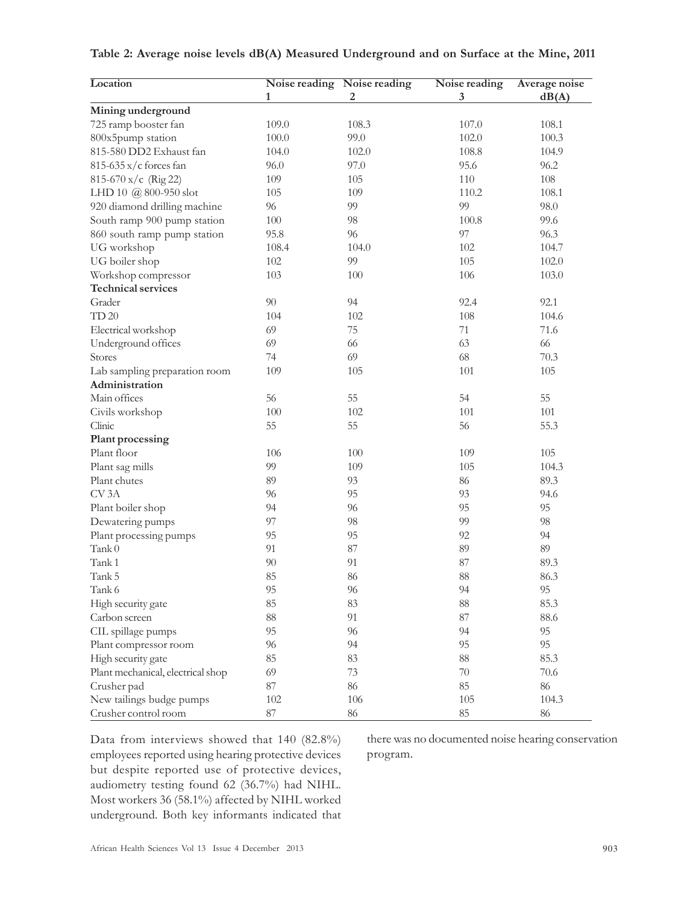**Table 2: Average noise levels dB(A) Measured Underground and on Surface at the Mine, 2011**

| Location | Noise reading 1 | Noise reading 2 | Noise reading 3 | Average noise dB(A) |
|---|---|---|---|---|
| **Mining underground** | | | | |
| 725 ramp booster fan | 109.0 | 108.3 | 107.0 | 108.1 |
| 800x5pump station | 100.0 | 99.0 | 102.0 | 100.3 |
| 815-580 DD2 Exhaust fan | 104.0 | 102.0 | 108.8 | 104.9 |
| 815-635 x/c forces fan | 96.0 | 97.0 | 95.6 | 96.2 |
| 815-670 x/c (Rig 22) | 109 | 105 | 110 | 108 |
| LHD 10 @ 800-950 slot | 105 | 109 | 110.2 | 108.1 |
| 920 diamond drilling machine | 96 | 99 | 99 | 98.0 |
| South ramp 900 pump station | 100 | 98 | 100.8 | 99.6 |
| 860 south ramp pump station | 95.8 | 96 | 97 | 96.3 |
| UG workshop | 108.4 | 104.0 | 102 | 104.7 |
| UG boiler shop | 102 | 99 | 105 | 102.0 |
| Workshop compressor | 103 | 100 | 106 | 103.0 |
| **Technical services** | | | | |
| Grader | 90 | 94 | 92.4 | 92.1 |
| TD 20 | 104 | 102 | 108 | 104.6 |
| Electrical workshop | 69 | 75 | 71 | 71.6 |
| Underground offices | 69 | 66 | 63 | 66 |
| Stores | 74 | 69 | 68 | 70.3 |
| Lab sampling preparation room | 109 | 105 | 101 | 105 |
| **Administration** | | | | |
| Main offices | 56 | 55 | 54 | 55 |
| Civils workshop | 100 | 102 | 101 | 101 |
| Clinic | 55 | 55 | 56 | 55.3 |
| **Plant processing** | | | | |
| Plant floor | 106 | 100 | 109 | 105 |
| Plant sag mills | 99 | 109 | 105 | 104.3 |
| Plant chutes | 89 | 93 | 86 | 89.3 |
| CV 3A | 96 | 95 | 93 | 94.6 |
| Plant boiler shop | 94 | 96 | 95 | 95 |
| Dewatering pumps | 97 | 98 | 99 | 98 |
| Plant processing pumps | 95 | 95 | 92 | 94 |
| Tank 0 | 91 | 87 | 89 | 89 |
| Tank 1 | 90 | 91 | 87 | 89.3 |
| Tank 5 | 85 | 86 | 88 | 86.3 |
| Tank 6 | 95 | 96 | 94 | 95 |
| High security gate | 85 | 83 | 88 | 85.3 |
| Carbon screen | 88 | 91 | 87 | 88.6 |
| CIL spillage pumps | 95 | 96 | 94 | 95 |
| Plant compressor room | 96 | 94 | 95 | 95 |
| High security gate | 85 | 83 | 88 | 85.3 |
| Plant mechanical, electrical shop | 69 | 73 | 70 | 70.6 |
| Crusher pad | 87 | 86 | 85 | 86 |
| New tailings budge pumps | 102 | 106 | 105 | 104.3 |
| Crusher control room | 87 | 86 | 85 | 86 |

Data from interviews showed that 140 (82.8%) employees reported using hearing protective devices but despite reported use of protective devices, audiometry testing found 62 (36.7%) had NIHL. Most workers 36 (58.1%) affected by NIHL worked underground. Both key informants indicated that there was no documented noise hearing conservation program.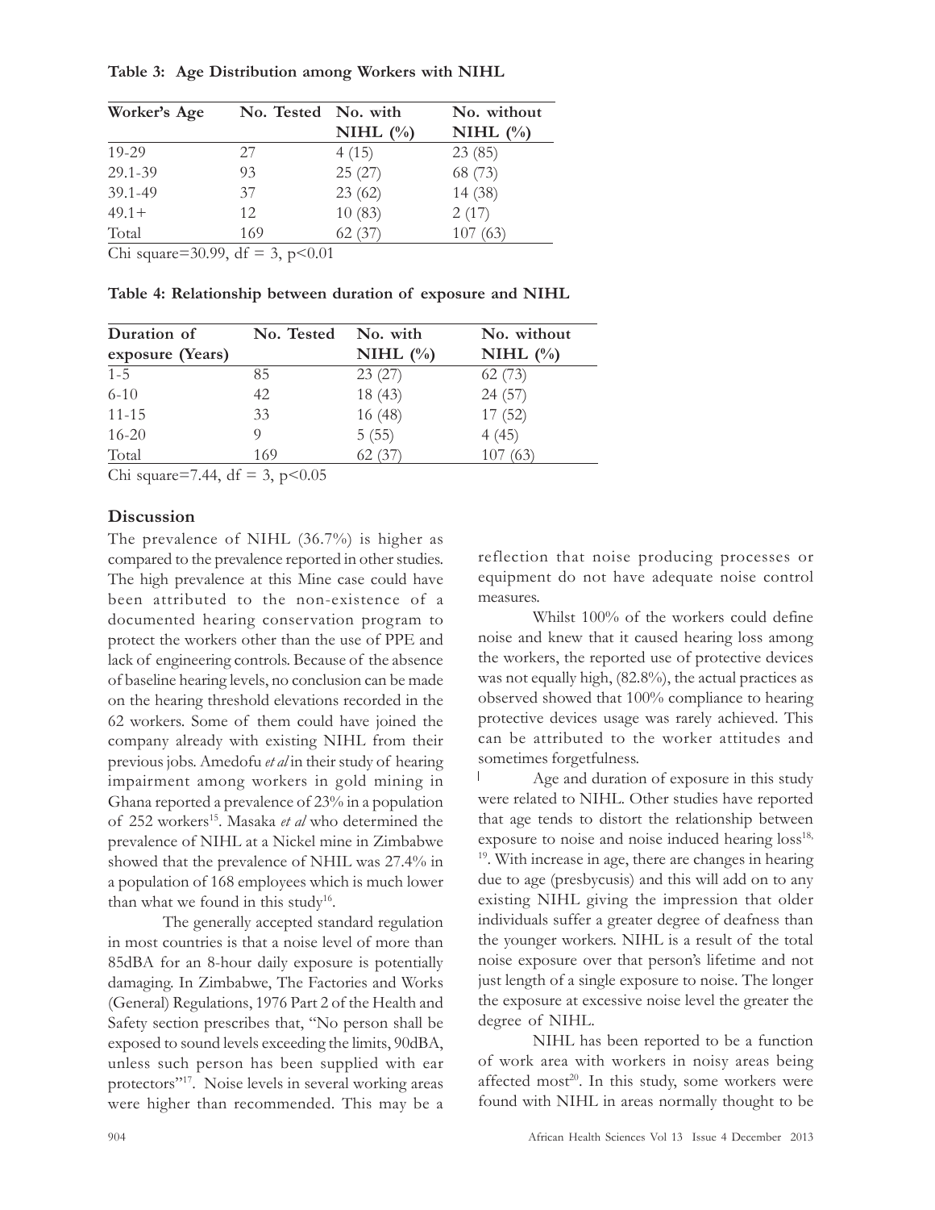**Table 3: Age Distribution among Workers with NIHL**

| Worker's Age | No. Tested | No. with NIHL (%) | No. without NIHL (%) |
|---|---|---|---|
| 19-29 | 27 | 4 (15) | 23 (85) |
| 29.1-39 | 93 | 25 (27) | 68 (73) |
| 39.1-49 | 37 | 23 (62) | 14 (38) |
| 49.1+ | 12 | 10 (83) | 2 (17) |
| Total | 169 | 62 (37) | 107 (63) |

Chi square=30.99, df = 3, $p<0.01$

**Table 4: Relationship between duration of exposure and NIHL**

| Duration of exposure (Years) | No. Tested | No. with NIHL (%) | No. without NIHL (%) |
|---|---|---|---|
| 1-5 | 85 | 23 (27) | 62 (73) |
| 6-10 | 42 | 18 (43) | 24 (57) |
| 11-15 | 33 | 16 (48) | 17 (52) |
| 16-20 | 9 | 5 (55) | 4 (45) |
| Total | 169 | 62 (37) | 107 (63) |

Chi square=7.44, df = 3, $p<0.05$

## Discussion

The prevalence of NIHL (36.7%) is higher as compared to the prevalence reported in other studies. The high prevalence at this Mine case could have been attributed to the non-existence of a documented hearing conservation program to protect the workers other than the use of PPE and lack of engineering controls. Because of the absence of baseline hearing levels, no conclusion can be made on the hearing threshold elevations recorded in the 62 workers. Some of them could have joined the company already with existing NIHL from their previous jobs. Amedofu *et al* in their study of hearing impairment among workers in gold mining in Ghana reported a prevalence of 23% in a population of 252 workers[15]. Masaka *et al* who determined the prevalence of NIHL at a Nickel mine in Zimbabwe showed that the prevalence of NIHL was 27.4% in a population of 168 employees which is much lower than what we found in this study[16].

The generally accepted standard regulation in most countries is that a noise level of more than 85dBA for an 8-hour daily exposure is potentially damaging. In Zimbabwe, The Factories and Works (General) Regulations, 1976 Part 2 of the Health and Safety section prescribes that, "No person shall be exposed to sound levels exceeding the limits, 90dBA, unless such person has been supplied with ear protectors"[17]. Noise levels in several working areas were higher than recommended. This may be a reflection that noise producing processes or equipment do not have adequate noise control measures.

Whilst 100% of the workers could define noise and knew that it caused hearing loss among the workers, the reported use of protective devices was not equally high, (82.8%), the actual practices as observed showed that 100% compliance to hearing protective devices usage was rarely achieved. This can be attributed to the worker attitudes and sometimes forgetfulness.

Age and duration of exposure in this study were related to NIHL. Other studies have reported that age tends to distort the relationship between exposure to noise and noise induced hearing loss[18, 19]. With increase in age, there are changes in hearing due to age (presbycusis) and this will add on to any existing NIHL giving the impression that older individuals suffer a greater degree of deafness than the younger workers. NIHL is a result of the total noise exposure over that person's lifetime and not just length of a single exposure to noise. The longer the exposure at excessive noise level the greater the degree of NIHL.

NIHL has been reported to be a function of work area with workers in noisy areas being affected most[20]. In this study, some workers were found with NIHL in areas normally thought to be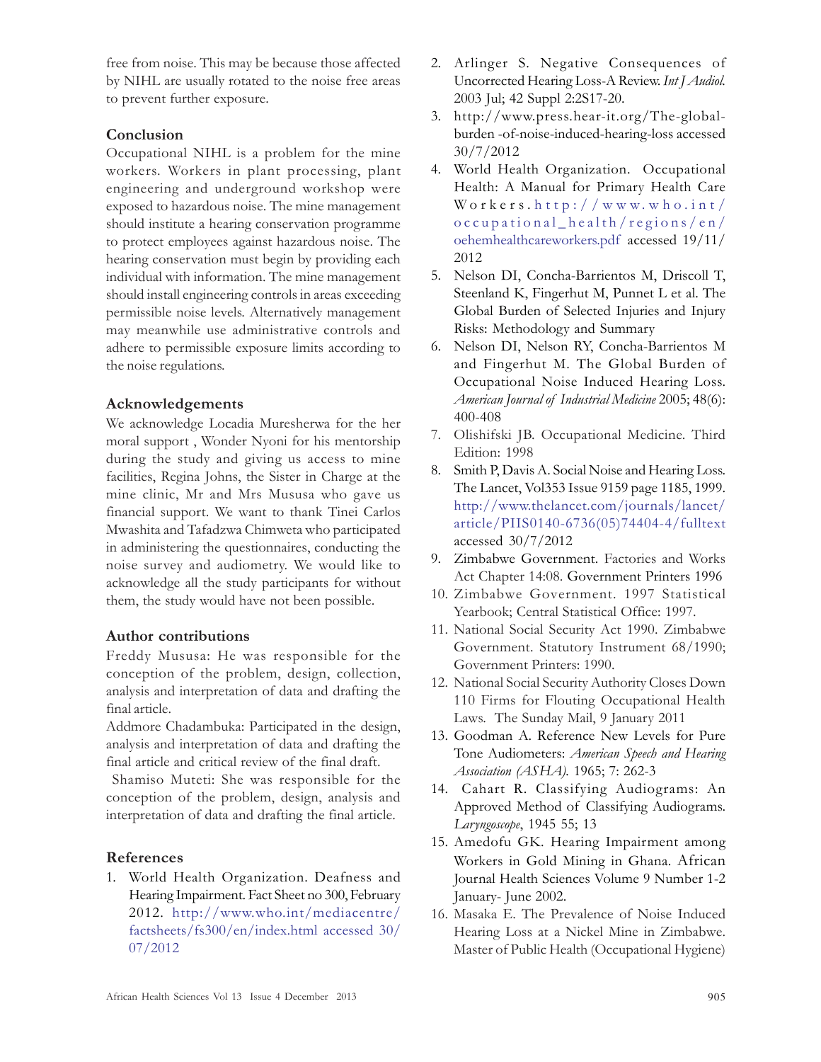free from noise. This may be because those affected by NIHL are usually rotated to the noise free areas to prevent further exposure.

## Conclusion

Occupational NIHL is a problem for the mine workers. Workers in plant processing, plant engineering and underground workshop were exposed to hazardous noise. The mine management should institute a hearing conservation programme to protect employees against hazardous noise. The hearing conservation must begin by providing each individual with information. The mine management should install engineering controls in areas exceeding permissible noise levels. Alternatively management may meanwhile use administrative controls and adhere to permissible exposure limits according to the noise regulations.

## Acknowledgements

We acknowledge Locadia Muresherwa for the her moral support , Wonder Nyoni for his mentorship during the study and giving us access to mine facilities, Regina Johns, the Sister in Charge at the mine clinic, Mr and Mrs Mususa who gave us financial support. We want to thank Tinei Carlos Mwashita and Tafadzwa Chimweta who participated in administering the questionnaires, conducting the noise survey and audiometry. We would like to acknowledge all the study participants for without them, the study would have not been possible.

## Author contributions

Freddy Mususa: He was responsible for the conception of the problem, design, collection, analysis and interpretation of data and drafting the final article.

Addmore Chadambuka: Participated in the design, analysis and interpretation of data and drafting the final article and critical review of the final draft.

Shamiso Muteti: She was responsible for the conception of the problem, design, analysis and interpretation of data and drafting the final article.

## References

1. World Health Organization. Deafness and Hearing Impairment. Fact Sheet no 300, February 2012. http://www.who.int/mediacentre/factsheets/fs300/en/index.html accessed 30/07/2012
2. Arlinger S. Negative Consequences of Uncorrected Hearing Loss-A Review. *Int J Audiol.* 2003 Jul; 42 Suppl 2:2S17-20.
3. http://www.press.hear-it.org/The-global-burden -of-noise-induced-hearing-loss accessed 30/7/2012
4. World Health Organization. Occupational Health: A Manual for Primary Health Care Workers. http://www.who.int/occupational_health/regions/en/oehemhealthcareworkers.pdf accessed 19/11/2012
5. Nelson DI, Concha-Barrientos M, Driscoll T, Steenland K, Fingerhut M, Punnet L et al. The Global Burden of Selected Injuries and Injury Risks: Methodology and Summary
6. Nelson DI, Nelson RY, Concha-Barrientos M and Fingerhut M. The Global Burden of Occupational Noise Induced Hearing Loss. *American Journal of Industrial Medicine* 2005; 48(6): 400-408
7. Olishifski JB. Occupational Medicine. Third Edition: 1998
8. Smith P, Davis A. Social Noise and Hearing Loss. The Lancet, Vol353 Issue 9159 page 1185, 1999. http://www.thelancet.com/journals/lancet/article/PIIS0140-6736(05)74404-4/fulltext accessed 30/7/2012
9. Zimbabwe Government. Factories and Works Act Chapter 14:08. Government Printers 1996
10. Zimbabwe Government. 1997 Statistical Yearbook; Central Statistical Office: 1997.
11. National Social Security Act 1990. Zimbabwe Government. Statutory Instrument 68/1990; Government Printers: 1990.
12. National Social Security Authority Closes Down 110 Firms for Flouting Occupational Health Laws. The Sunday Mail, 9 January 2011
13. Goodman A. Reference New Levels for Pure Tone Audiometers: *American Speech and Hearing Association (ASHA).* 1965; 7: 262-3
14. Cahart R. Classifying Audiograms: An Approved Method of Classifying Audiograms. *Laryngoscope*, 1945 55; 13
15. Amedofu GK. Hearing Impairment among Workers in Gold Mining in Ghana. African Journal Health Sciences Volume 9 Number 1-2 January- June 2002.
16. Masaka E. The Prevalence of Noise Induced Hearing Loss at a Nickel Mine in Zimbabwe. Master of Public Health (Occupational Hygiene)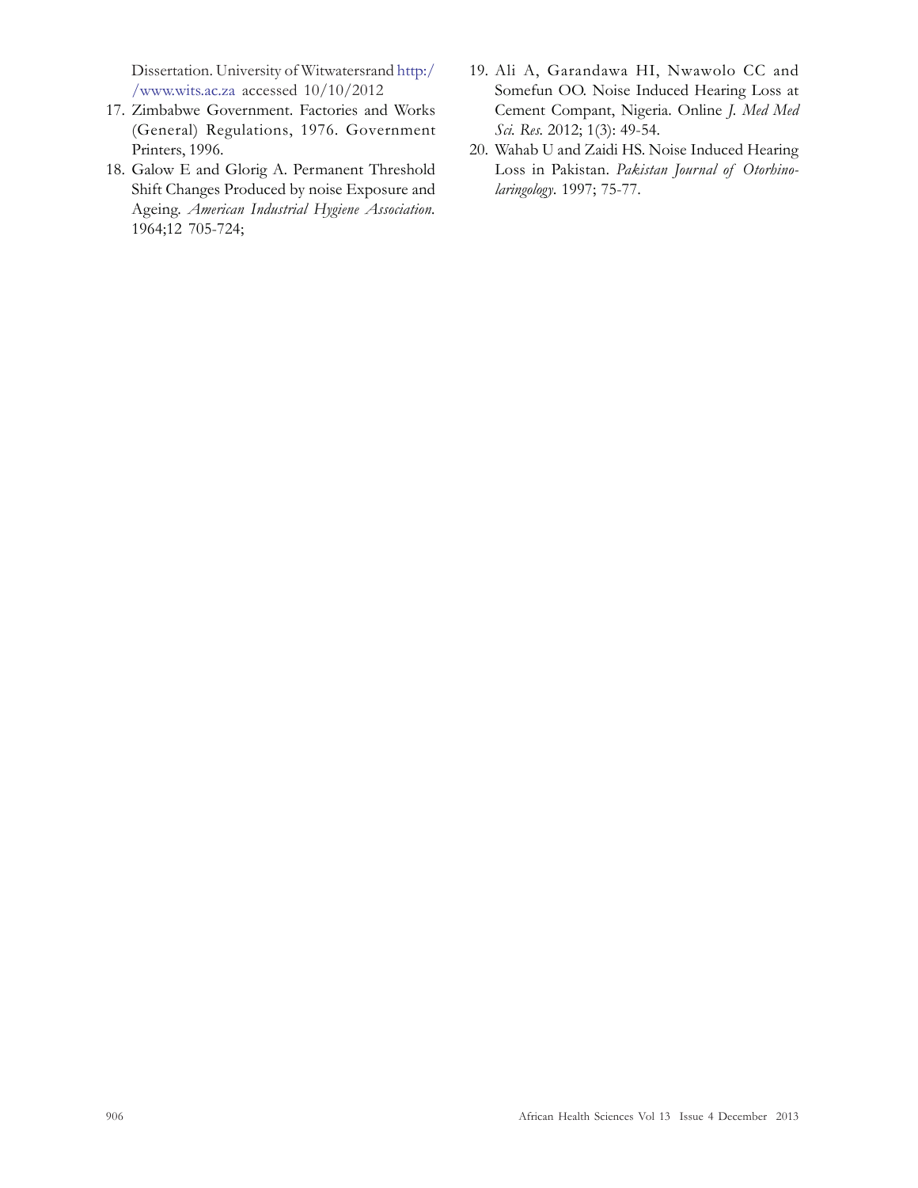Dissertation. University of Witwatersrand http://www.wits.ac.za accessed 10/10/2012

17. Zimbabwe Government. Factories and Works (General) Regulations, 1976. Government Printers, 1996.
18. Galow E and Glorig A. Permanent Threshold Shift Changes Produced by noise Exposure and Ageing. *American Industrial Hygiene Association*. 1964;12 705-724;
19. Ali A, Garandawa HI, Nwawolo CC and Somefun OO. Noise Induced Hearing Loss at Cement Compant, Nigeria. Online *J. Med Med Sci. Res.* 2012; 1(3): 49-54.
20. Wahab U and Zaidi HS. Noise Induced Hearing Loss in Pakistan. *Pakistan Journal of Otorhino-laringology*. 1997; 75-77.